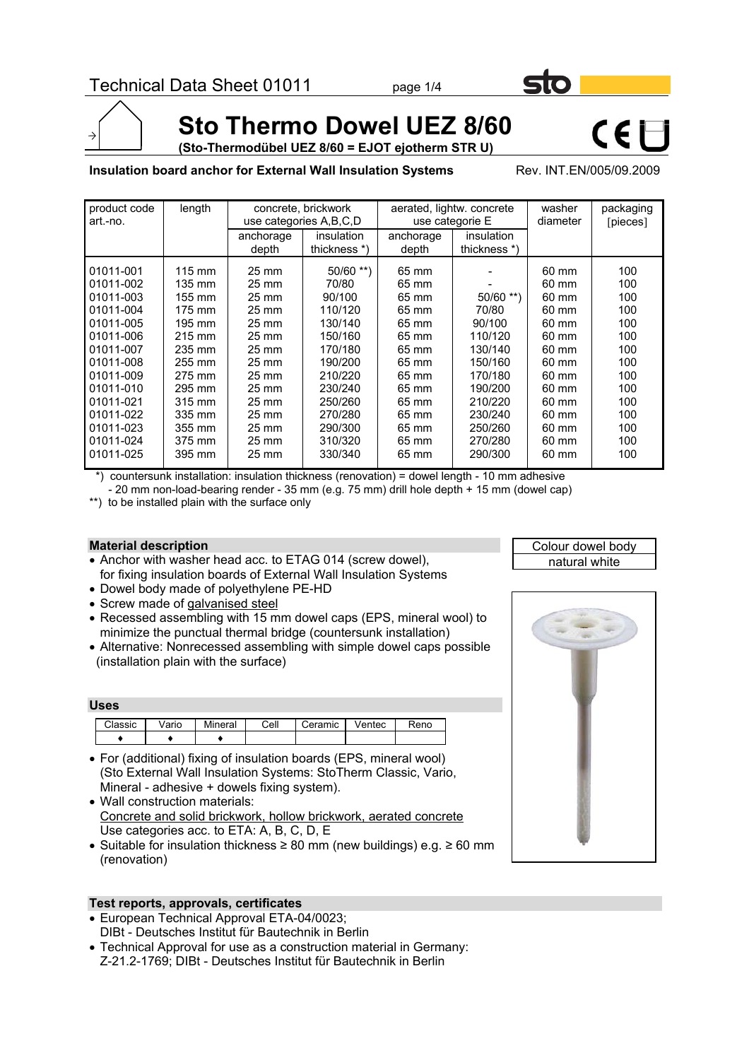# Sto Thermo Dowel UEZ 8/60

**(Sto-Thermodübel UEZ 8/60 = EJOT ejotherm STR U)**

**Insulation board anchor for External Wall Insulation Systems**

Rev. INT.EN/005/09.2009

| product code art.-no. | length | concrete, brickwork use categories A,B,C,D | | aerated, lightw. concrete use categorie E | | washer diameter | packaging [pieces] |
|---|---|---|---|---|---|---|---|
| | | anchorage depth | insulation thickness *) | anchorage depth | insulation thickness *) | | |
| 01011-001 | 115 mm | 25 mm | 50/60 **) | 65 mm | - | 60 mm | 100 |
| 01011-002 | 135 mm | 25 mm | 70/80 | 65 mm | - | 60 mm | 100 |
| 01011-003 | 155 mm | 25 mm | 90/100 | 65 mm | 50/60 **) | 60 mm | 100 |
| 01011-004 | 175 mm | 25 mm | 110/120 | 65 mm | 70/80 | 60 mm | 100 |
| 01011-005 | 195 mm | 25 mm | 130/140 | 65 mm | 90/100 | 60 mm | 100 |
| 01011-006 | 215 mm | 25 mm | 150/160 | 65 mm | 110/120 | 60 mm | 100 |
| 01011-007 | 235 mm | 25 mm | 170/180 | 65 mm | 130/140 | 60 mm | 100 |
| 01011-008 | 255 mm | 25 mm | 190/200 | 65 mm | 150/160 | 60 mm | 100 |
| 01011-009 | 275 mm | 25 mm | 210/220 | 65 mm | 170/180 | 60 mm | 100 |
| 01011-010 | 295 mm | 25 mm | 230/240 | 65 mm | 190/200 | 60 mm | 100 |
| 01011-021 | 315 mm | 25 mm | 250/260 | 65 mm | 210/220 | 60 mm | 100 |
| 01011-022 | 335 mm | 25 mm | 270/280 | 65 mm | 230/240 | 60 mm | 100 |
| 01011-023 | 355 mm | 25 mm | 290/300 | 65 mm | 250/260 | 60 mm | 100 |
| 01011-024 | 375 mm | 25 mm | 310/320 | 65 mm | 270/280 | 60 mm | 100 |
| 01011-025 | 395 mm | 25 mm | 330/340 | 65 mm | 290/300 | 60 mm | 100 |

*) countersunk installation: insulation thickness (renovation) = dowel length - 10 mm adhesive - 20 mm non-load-bearing render - 35 mm (e.g. 75 mm) drill hole depth + 15 mm (dowel cap)

**) to be installed plain with the surface only

## Material description

| Colour dowel body |
|---|
| natural white |

- Anchor with washer head acc. to ETAG 014 (screw dowel), for fixing insulation boards of External Wall Insulation Systems
- Dowel body made of polyethylene PE-HD
- Screw made of galvanised steel
- Recessed assembling with 15 mm dowel caps (EPS, mineral wool) to minimize the punctual thermal bridge (countersunk installation)
- Alternative: Nonrecessed assembling with simple dowel caps possible (installation plain with the surface)

## Uses

| Classic | Vario | Mineral | Cell | Ceramic | Ventec | Reno |
|---|---|---|---|---|---|---|
| ♦ | ♦ | ♦ | | | | |

- For (additional) fixing of insulation boards (EPS, mineral wool) (Sto External Wall Insulation Systems: StoTherm Classic, Vario, Mineral - adhesive + dowels fixing system).
- Wall construction materials:
  Concrete and solid brickwork, hollow brickwork, aerated concrete
  Use categories acc. to ETA: A, B, C, D, E
- Suitable for insulation thickness ≥ 80 mm (new buildings) e.g. ≥ 60 mm (renovation)

## Test reports, approvals, certificates

- European Technical Approval ETA-04/0023;
  DIBt - Deutsches Institut für Bautechnik in Berlin
- Technical Approval for use as a construction material in Germany:
  Z-21.2-1769; DIBt - Deutsches Institut für Bautechnik in Berlin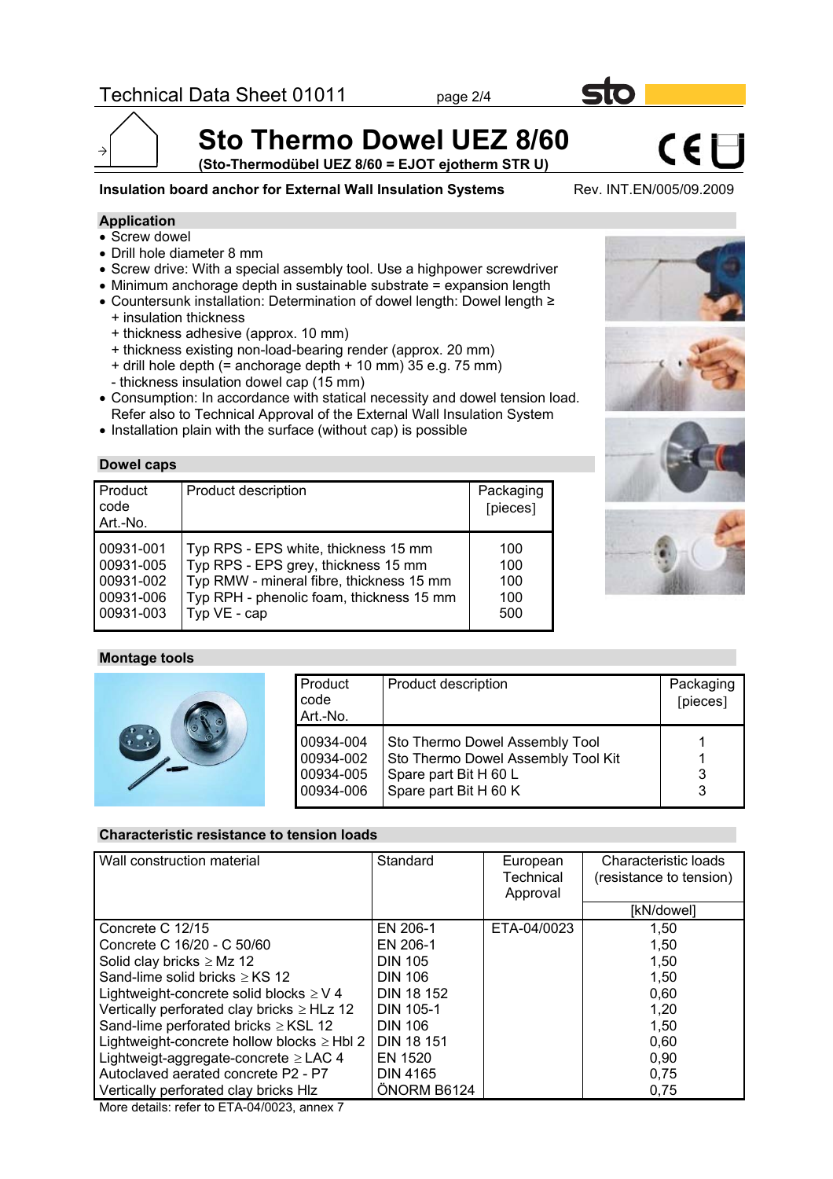# Sto Thermo Dowel UEZ 8/60

**(Sto-Thermodübel UEZ 8/60 = EJOT ejotherm STR U)**

**Insulation board anchor for External Wall Insulation Systems** Rev. INT.EN/005/09.2009

## Application

- Screw dowel
- Drill hole diameter 8 mm
- Screw drive: With a special assembly tool. Use a highpower screwdriver
- Minimum anchorage depth in sustainable substrate = expansion length
- Countersunk installation: Determination of dowel length: Dowel length ≥
  + insulation thickness
  + thickness adhesive (approx. 10 mm)
  + thickness existing non-load-bearing render (approx. 20 mm)
  + drill hole depth (= anchorage depth + 10 mm) 35 e.g. 75 mm)
  - thickness insulation dowel cap (15 mm)
- Consumption: In accordance with statical necessity and dowel tension load. Refer also to Technical Approval of the External Wall Insulation System
- Installation plain with the surface (without cap) is possible

## Dowel caps

| Product code Art.-No. | Product description | Packaging [pieces] |
|---|---|---|
| 00931-001 | Typ RPS - EPS white, thickness 15 mm | 100 |
| 00931-005 | Typ RPS - EPS grey, thickness 15 mm | 100 |
| 00931-002 | Typ RMW - mineral fibre, thickness 15 mm | 100 |
| 00931-006 | Typ RPH - phenolic foam, thickness 15 mm | 100 |
| 00931-003 | Typ VE - cap | 500 |

## Montage tools

| Product code Art.-No. | Product description | Packaging [pieces] |
|---|---|---|
| 00934-004 | Sto Thermo Dowel Assembly Tool | 1 |
| 00934-002 | Sto Thermo Dowel Assembly Tool Kit | 1 |
| 00934-005 | Spare part Bit H 60 L | 3 |
| 00934-006 | Spare part Bit H 60 K | 3 |

## Characteristic resistance to tension loads

| Wall construction material | Standard | European Technical Approval | Characteristic loads (resistance to tension) [kN/dowel] |
|---|---|---|---|
| Concrete C 12/15 | EN 206-1 | ETA-04/0023 | 1,50 |
| Concrete C 16/20 - C 50/60 | EN 206-1 | | 1,50 |
| Solid clay bricks ≥ Mz 12 | DIN 105 | | 1,50 |
| Sand-lime solid bricks ≥ KS 12 | DIN 106 | | 1,50 |
| Lightweight-concrete solid blocks ≥ V 4 | DIN 18 152 | | 0,60 |
| Vertically perforated clay bricks ≥ HLz 12 | DIN 105-1 | | 1,20 |
| Sand-lime perforated bricks ≥ KSL 12 | DIN 106 | | 1,50 |
| Lightweight-concrete hollow blocks ≥ Hbl 2 | DIN 18 151 | | 0,60 |
| Lightweigt-aggregate-concrete ≥ LAC 4 | EN 1520 | | 0,90 |
| Autoclaved aerated concrete P2 - P7 | DIN 4165 | | 0,75 |
| Vertically perforated clay bricks Hlz | ÖNORM B6124 | | 0,75 |

More details: refer to ETA-04/0023, annex 7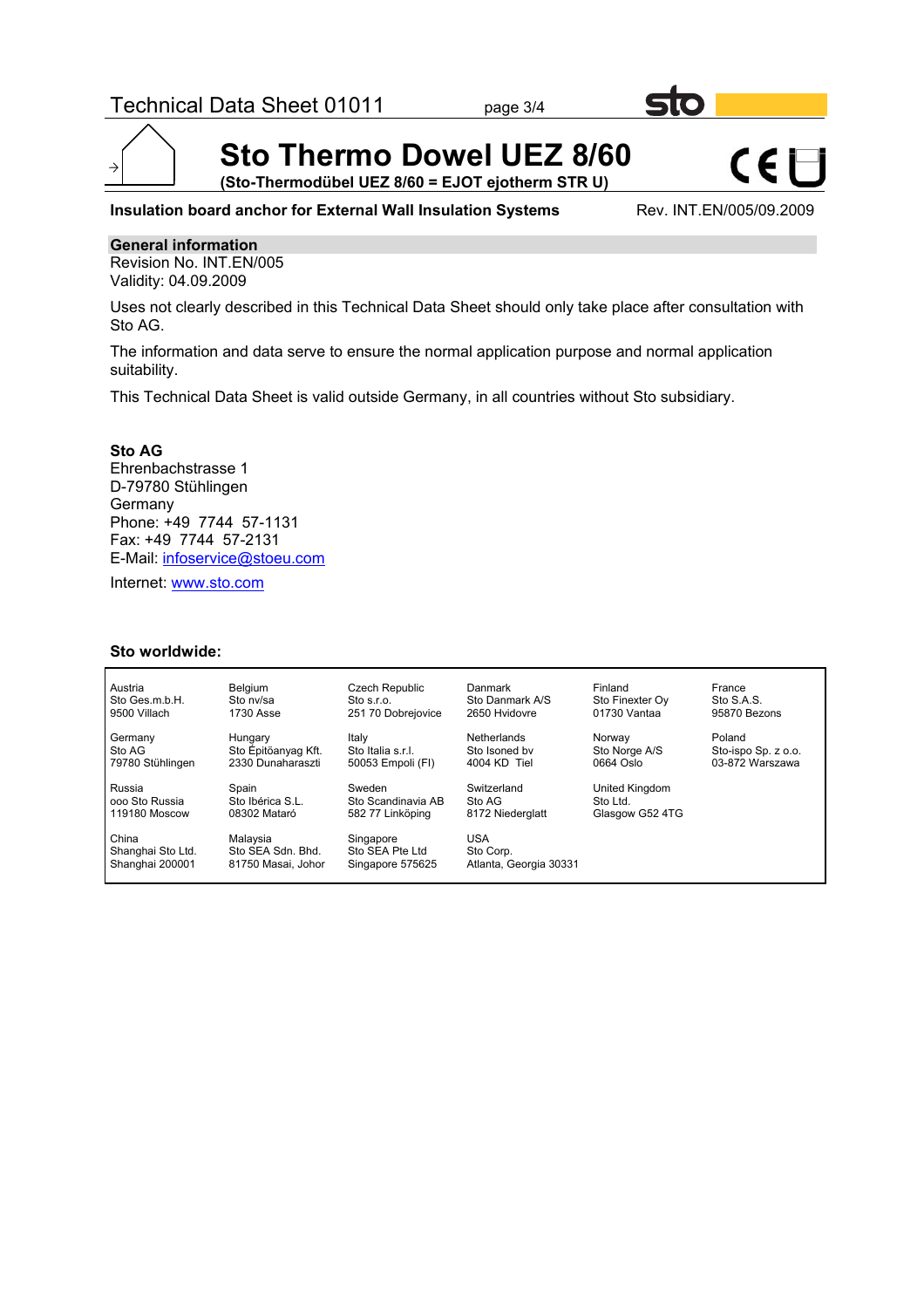# Sto Thermo Dowel UEZ 8/60

**(Sto-Thermodübel UEZ 8/60 = EJOT ejotherm STR U)**

**Insulation board anchor for External Wall Insulation Systems** Rev. INT.EN/005/09.2009

## General information

Revision No. INT.EN/005
Validity: 04.09.2009

Uses not clearly described in this Technical Data Sheet should only take place after consultation with Sto AG.

The information and data serve to ensure the normal application purpose and normal application suitability.

This Technical Data Sheet is valid outside Germany, in all countries without Sto subsidiary.

**Sto AG**
Ehrenbachstrasse 1
D-79780 Stühlingen
Germany
Phone: +49 7744 57-1131
Fax: +49 7744 57-2131
E-Mail: infoservice@stoeu.com

Internet: www.sto.com

**Sto worldwide:**

| | | | | | |
|---|---|---|---|---|---|
| Austria<br>Sto Ges.m.b.H.<br>9500 Villach | Belgium<br>Sto nv/sa<br>1730 Asse | Czech Republic<br>Sto s.r.o.<br>251 70 Dobrejovice | Danmark<br>Sto Danmark A/S<br>2650 Hvidovre | Finland<br>Sto Finexter Oy<br>01730 Vantaa | France<br>Sto S.A.S.<br>95870 Bezons |
| Germany<br>Sto AG<br>79780 Stühlingen | Hungary<br>Sto Építőanyag Kft.<br>2330 Dunaharaszti | Italy<br>Sto Italia s.r.l.<br>50053 Empoli (FI) | Netherlands<br>Sto Isoned bv<br>4004 KD Tiel | Norway<br>Sto Norge A/S<br>0664 Oslo | Poland<br>Sto-ispo Sp. z o.o.<br>03-872 Warszawa |
| Russia<br>ooo Sto Russia<br>119180 Moscow | Spain<br>Sto Ibérica S.L.<br>08302 Mataró | Sweden<br>Sto Scandinavia AB<br>582 77 Linköping | Switzerland<br>Sto AG<br>8172 Niederglatt | United Kingdom<br>Sto Ltd.<br>Glasgow G52 4TG | |
| China<br>Shanghai Sto Ltd.<br>Shanghai 200001 | Malaysia<br>Sto SEA Sdn. Bhd.<br>81750 Masai, Johor | Singapore<br>Sto SEA Pte Ltd<br>Singapore 575625 | USA<br>Sto Corp.<br>Atlanta, Georgia 30331 | | |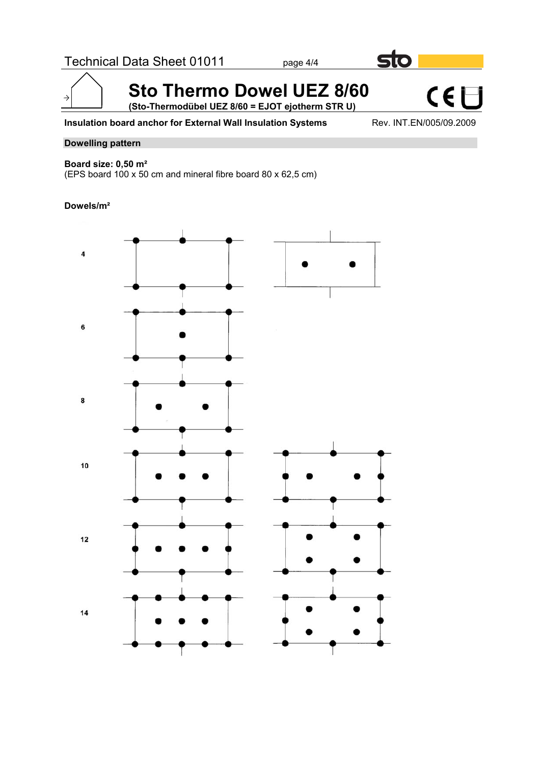# Sto Thermo Dowel UEZ 8/60

**(Sto-Thermodübel UEZ 8/60 = EJOT ejotherm STR U)**

**Insulation board anchor for External Wall Insulation Systems**

Rev. INT.EN/005/09.2009

## Dowelling pattern

**Board size: 0,50 m²**
(EPS board 100 x 50 cm and mineral fibre board 80 x 62,5 cm)

**Dowels/m²**

4

6

8

10

12

14